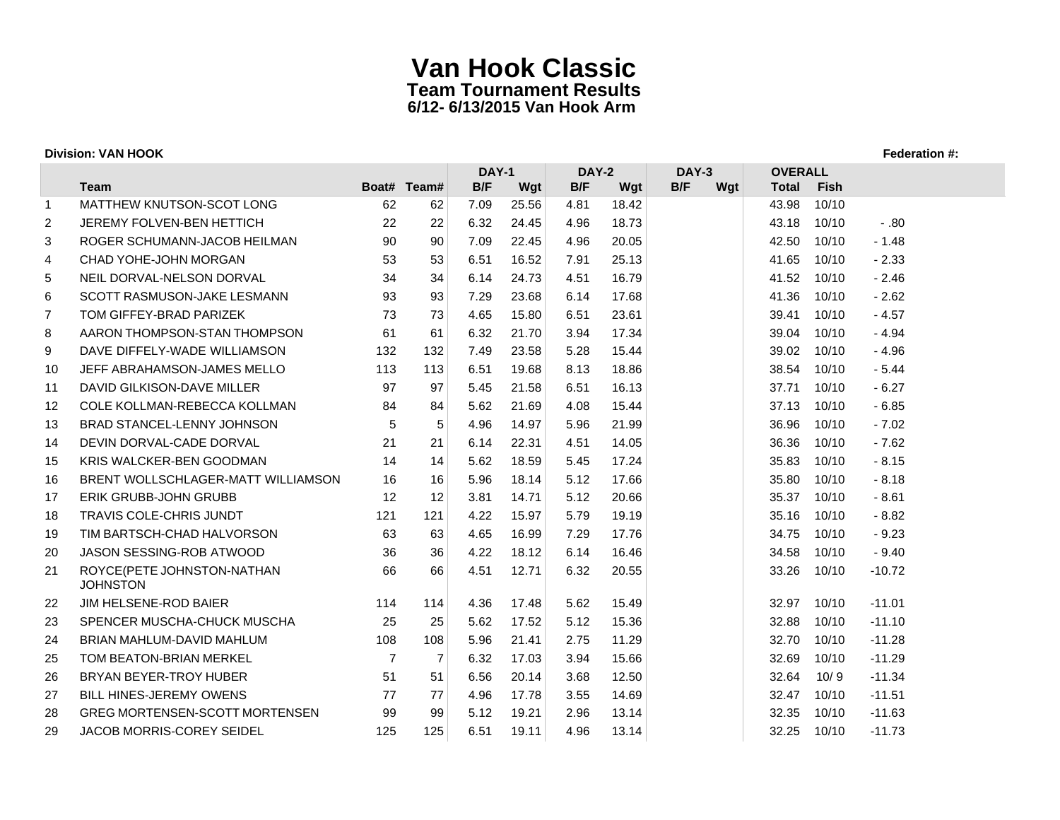# Van Hook Classic

## Team Tournament Results

### 6/12- 6/13/2015 Van Hook Arm

**Division: VAN HOOK** **Federation #:**

| | | | | DAY-1 | | DAY-2 | | DAY-3 | | OVERALL | | |
|---|---|---|---|---|---|---|---|---|---|---|---|---|
| | Team | Boat# | Team# | B/F | Wgt | B/F | Wgt | B/F | Wgt | Total | Fish | |
| 1 | MATTHEW KNUTSON-SCOT LONG | 62 | 62 | 7.09 | 25.56 | 4.81 | 18.42 | | | 43.98 | 10/10 | |
| 2 | JEREMY FOLVEN-BEN HETTICH | 22 | 22 | 6.32 | 24.45 | 4.96 | 18.73 | | | 43.18 | 10/10 | - .80 |
| 3 | ROGER SCHUMANN-JACOB HEILMAN | 90 | 90 | 7.09 | 22.45 | 4.96 | 20.05 | | | 42.50 | 10/10 | - 1.48 |
| 4 | CHAD YOHE-JOHN MORGAN | 53 | 53 | 6.51 | 16.52 | 7.91 | 25.13 | | | 41.65 | 10/10 | - 2.33 |
| 5 | NEIL DORVAL-NELSON DORVAL | 34 | 34 | 6.14 | 24.73 | 4.51 | 16.79 | | | 41.52 | 10/10 | - 2.46 |
| 6 | SCOTT RASMUSON-JAKE LESMANN | 93 | 93 | 7.29 | 23.68 | 6.14 | 17.68 | | | 41.36 | 10/10 | - 2.62 |
| 7 | TOM GIFFEY-BRAD PARIZEK | 73 | 73 | 4.65 | 15.80 | 6.51 | 23.61 | | | 39.41 | 10/10 | - 4.57 |
| 8 | AARON THOMPSON-STAN THOMPSON | 61 | 61 | 6.32 | 21.70 | 3.94 | 17.34 | | | 39.04 | 10/10 | - 4.94 |
| 9 | DAVE DIFFELY-WADE WILLIAMSON | 132 | 132 | 7.49 | 23.58 | 5.28 | 15.44 | | | 39.02 | 10/10 | - 4.96 |
| 10 | JEFF ABRAHAMSON-JAMES MELLO | 113 | 113 | 6.51 | 19.68 | 8.13 | 18.86 | | | 38.54 | 10/10 | - 5.44 |
| 11 | DAVID GILKISON-DAVE MILLER | 97 | 97 | 5.45 | 21.58 | 6.51 | 16.13 | | | 37.71 | 10/10 | - 6.27 |
| 12 | COLE KOLLMAN-REBECCA KOLLMAN | 84 | 84 | 5.62 | 21.69 | 4.08 | 15.44 | | | 37.13 | 10/10 | - 6.85 |
| 13 | BRAD STANCEL-LENNY JOHNSON | 5 | 5 | 4.96 | 14.97 | 5.96 | 21.99 | | | 36.96 | 10/10 | - 7.02 |
| 14 | DEVIN DORVAL-CADE DORVAL | 21 | 21 | 6.14 | 22.31 | 4.51 | 14.05 | | | 36.36 | 10/10 | - 7.62 |
| 15 | KRIS WALCKER-BEN GOODMAN | 14 | 14 | 5.62 | 18.59 | 5.45 | 17.24 | | | 35.83 | 10/10 | - 8.15 |
| 16 | BRENT WOLLSCHLAGER-MATT WILLIAMSON | 16 | 16 | 5.96 | 18.14 | 5.12 | 17.66 | | | 35.80 | 10/10 | - 8.18 |
| 17 | ERIK GRUBB-JOHN GRUBB | 12 | 12 | 3.81 | 14.71 | 5.12 | 20.66 | | | 35.37 | 10/10 | - 8.61 |
| 18 | TRAVIS COLE-CHRIS JUNDT | 121 | 121 | 4.22 | 15.97 | 5.79 | 19.19 | | | 35.16 | 10/10 | - 8.82 |
| 19 | TIM BARTSCH-CHAD HALVORSON | 63 | 63 | 4.65 | 16.99 | 7.29 | 17.76 | | | 34.75 | 10/10 | - 9.23 |
| 20 | JASON SESSING-ROB ATWOOD | 36 | 36 | 4.22 | 18.12 | 6.14 | 16.46 | | | 34.58 | 10/10 | - 9.40 |
| 21 | ROYCE(PETE JOHNSTON-NATHAN JOHNSTON | 66 | 66 | 4.51 | 12.71 | 6.32 | 20.55 | | | 33.26 | 10/10 | -10.72 |
| 22 | JIM HELSENE-ROD BAIER | 114 | 114 | 4.36 | 17.48 | 5.62 | 15.49 | | | 32.97 | 10/10 | -11.01 |
| 23 | SPENCER MUSCHA-CHUCK MUSCHA | 25 | 25 | 5.62 | 17.52 | 5.12 | 15.36 | | | 32.88 | 10/10 | -11.10 |
| 24 | BRIAN MAHLUM-DAVID MAHLUM | 108 | 108 | 5.96 | 21.41 | 2.75 | 11.29 | | | 32.70 | 10/10 | -11.28 |
| 25 | TOM BEATON-BRIAN MERKEL | 7 | 7 | 6.32 | 17.03 | 3.94 | 15.66 | | | 32.69 | 10/10 | -11.29 |
| 26 | BRYAN BEYER-TROY HUBER | 51 | 51 | 6.56 | 20.14 | 3.68 | 12.50 | | | 32.64 | 10/ 9 | -11.34 |
| 27 | BILL HINES-JEREMY OWENS | 77 | 77 | 4.96 | 17.78 | 3.55 | 14.69 | | | 32.47 | 10/10 | -11.51 |
| 28 | GREG MORTENSEN-SCOTT MORTENSEN | 99 | 99 | 5.12 | 19.21 | 2.96 | 13.14 | | | 32.35 | 10/10 | -11.63 |
| 29 | JACOB MORRIS-COREY SEIDEL | 125 | 125 | 6.51 | 19.11 | 4.96 | 13.14 | | | 32.25 | 10/10 | -11.73 |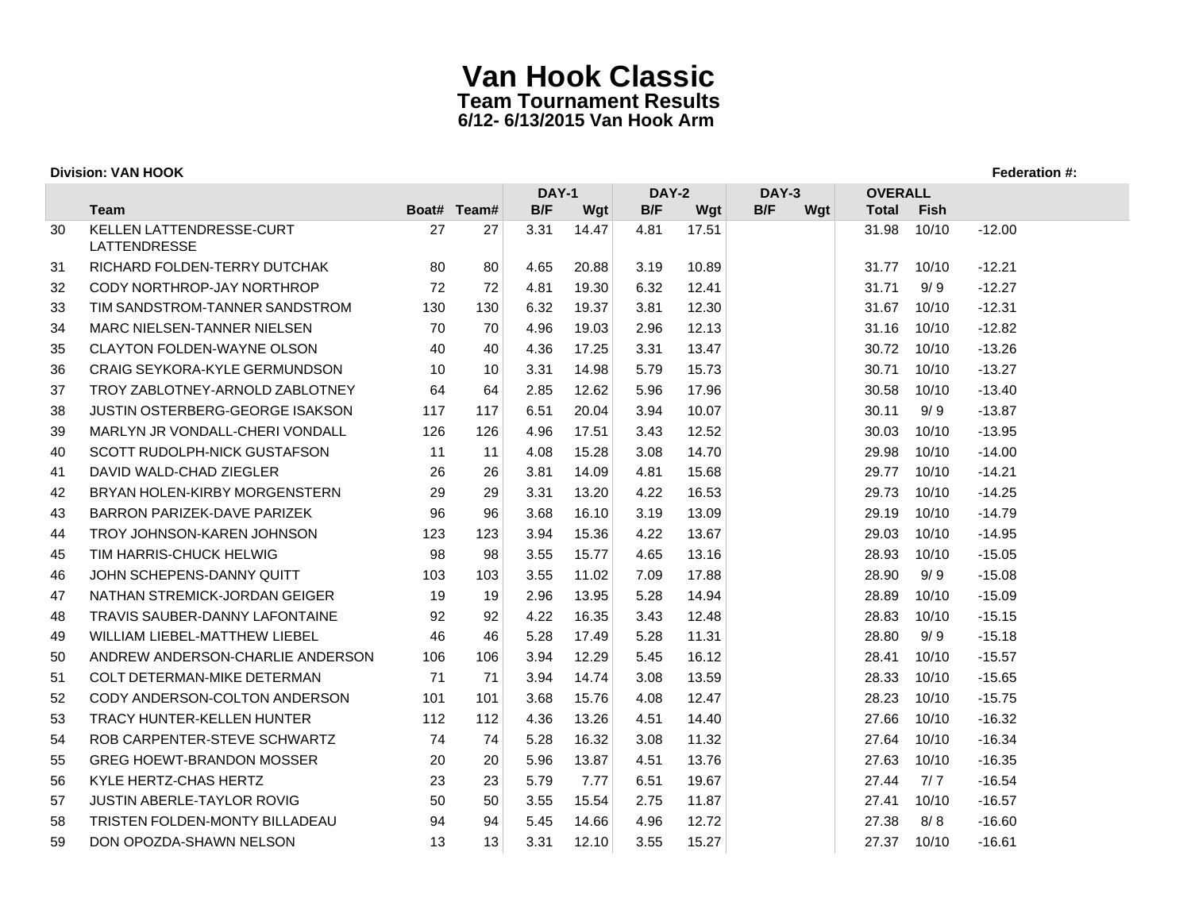# Van Hook Classic
## Team Tournament Results
### 6/12- 6/13/2015 Van Hook Arm

**Division: VAN HOOK** | **Federation #:**

| | | | | DAY-1 | | DAY-2 | | DAY-3 | | OVERALL | | |
|---|---|---|---|---|---|---|---|---|---|---|---|---|
| | Team | Boat# | Team# | B/F | Wgt | B/F | Wgt | B/F | Wgt | Total | Fish | |
| 30 | KELLEN LATTENDRESSE-CURT LATTENDRESSE | 27 | 27 | 3.31 | 14.47 | 4.81 | 17.51 | | | 31.98 | 10/10 | -12.00 |
| 31 | RICHARD FOLDEN-TERRY DUTCHAK | 80 | 80 | 4.65 | 20.88 | 3.19 | 10.89 | | | 31.77 | 10/10 | -12.21 |
| 32 | CODY NORTHROP-JAY NORTHROP | 72 | 72 | 4.81 | 19.30 | 6.32 | 12.41 | | | 31.71 | 9/ 9 | -12.27 |
| 33 | TIM SANDSTROM-TANNER SANDSTROM | 130 | 130 | 6.32 | 19.37 | 3.81 | 12.30 | | | 31.67 | 10/10 | -12.31 |
| 34 | MARC NIELSEN-TANNER NIELSEN | 70 | 70 | 4.96 | 19.03 | 2.96 | 12.13 | | | 31.16 | 10/10 | -12.82 |
| 35 | CLAYTON FOLDEN-WAYNE OLSON | 40 | 40 | 4.36 | 17.25 | 3.31 | 13.47 | | | 30.72 | 10/10 | -13.26 |
| 36 | CRAIG SEYKORA-KYLE GERMUNDSON | 10 | 10 | 3.31 | 14.98 | 5.79 | 15.73 | | | 30.71 | 10/10 | -13.27 |
| 37 | TROY ZABLOTNEY-ARNOLD ZABLOTNEY | 64 | 64 | 2.85 | 12.62 | 5.96 | 17.96 | | | 30.58 | 10/10 | -13.40 |
| 38 | JUSTIN OSTERBERG-GEORGE ISAKSON | 117 | 117 | 6.51 | 20.04 | 3.94 | 10.07 | | | 30.11 | 9/ 9 | -13.87 |
| 39 | MARLYN JR VONDALL-CHERI VONDALL | 126 | 126 | 4.96 | 17.51 | 3.43 | 12.52 | | | 30.03 | 10/10 | -13.95 |
| 40 | SCOTT RUDOLPH-NICK GUSTAFSON | 11 | 11 | 4.08 | 15.28 | 3.08 | 14.70 | | | 29.98 | 10/10 | -14.00 |
| 41 | DAVID WALD-CHAD ZIEGLER | 26 | 26 | 3.81 | 14.09 | 4.81 | 15.68 | | | 29.77 | 10/10 | -14.21 |
| 42 | BRYAN HOLEN-KIRBY MORGENSTERN | 29 | 29 | 3.31 | 13.20 | 4.22 | 16.53 | | | 29.73 | 10/10 | -14.25 |
| 43 | BARRON PARIZEK-DAVE PARIZEK | 96 | 96 | 3.68 | 16.10 | 3.19 | 13.09 | | | 29.19 | 10/10 | -14.79 |
| 44 | TROY JOHNSON-KAREN JOHNSON | 123 | 123 | 3.94 | 15.36 | 4.22 | 13.67 | | | 29.03 | 10/10 | -14.95 |
| 45 | TIM HARRIS-CHUCK HELWIG | 98 | 98 | 3.55 | 15.77 | 4.65 | 13.16 | | | 28.93 | 10/10 | -15.05 |
| 46 | JOHN SCHEPENS-DANNY QUITT | 103 | 103 | 3.55 | 11.02 | 7.09 | 17.88 | | | 28.90 | 9/ 9 | -15.08 |
| 47 | NATHAN STREMICK-JORDAN GEIGER | 19 | 19 | 2.96 | 13.95 | 5.28 | 14.94 | | | 28.89 | 10/10 | -15.09 |
| 48 | TRAVIS SAUBER-DANNY LAFONTAINE | 92 | 92 | 4.22 | 16.35 | 3.43 | 12.48 | | | 28.83 | 10/10 | -15.15 |
| 49 | WILLIAM LIEBEL-MATTHEW LIEBEL | 46 | 46 | 5.28 | 17.49 | 5.28 | 11.31 | | | 28.80 | 9/ 9 | -15.18 |
| 50 | ANDREW ANDERSON-CHARLIE ANDERSON | 106 | 106 | 3.94 | 12.29 | 5.45 | 16.12 | | | 28.41 | 10/10 | -15.57 |
| 51 | COLT DETERMAN-MIKE DETERMAN | 71 | 71 | 3.94 | 14.74 | 3.08 | 13.59 | | | 28.33 | 10/10 | -15.65 |
| 52 | CODY ANDERSON-COLTON ANDERSON | 101 | 101 | 3.68 | 15.76 | 4.08 | 12.47 | | | 28.23 | 10/10 | -15.75 |
| 53 | TRACY HUNTER-KELLEN HUNTER | 112 | 112 | 4.36 | 13.26 | 4.51 | 14.40 | | | 27.66 | 10/10 | -16.32 |
| 54 | ROB CARPENTER-STEVE SCHWARTZ | 74 | 74 | 5.28 | 16.32 | 3.08 | 11.32 | | | 27.64 | 10/10 | -16.34 |
| 55 | GREG HOEWT-BRANDON MOSSER | 20 | 20 | 5.96 | 13.87 | 4.51 | 13.76 | | | 27.63 | 10/10 | -16.35 |
| 56 | KYLE HERTZ-CHAS HERTZ | 23 | 23 | 5.79 | 7.77 | 6.51 | 19.67 | | | 27.44 | 7/ 7 | -16.54 |
| 57 | JUSTIN ABERLE-TAYLOR ROVIG | 50 | 50 | 3.55 | 15.54 | 2.75 | 11.87 | | | 27.41 | 10/10 | -16.57 |
| 58 | TRISTEN FOLDEN-MONTY BILLADEAU | 94 | 94 | 5.45 | 14.66 | 4.96 | 12.72 | | | 27.38 | 8/ 8 | -16.60 |
| 59 | DON OPOZDA-SHAWN NELSON | 13 | 13 | 3.31 | 12.10 | 3.55 | 15.27 | | | 27.37 | 10/10 | -16.61 |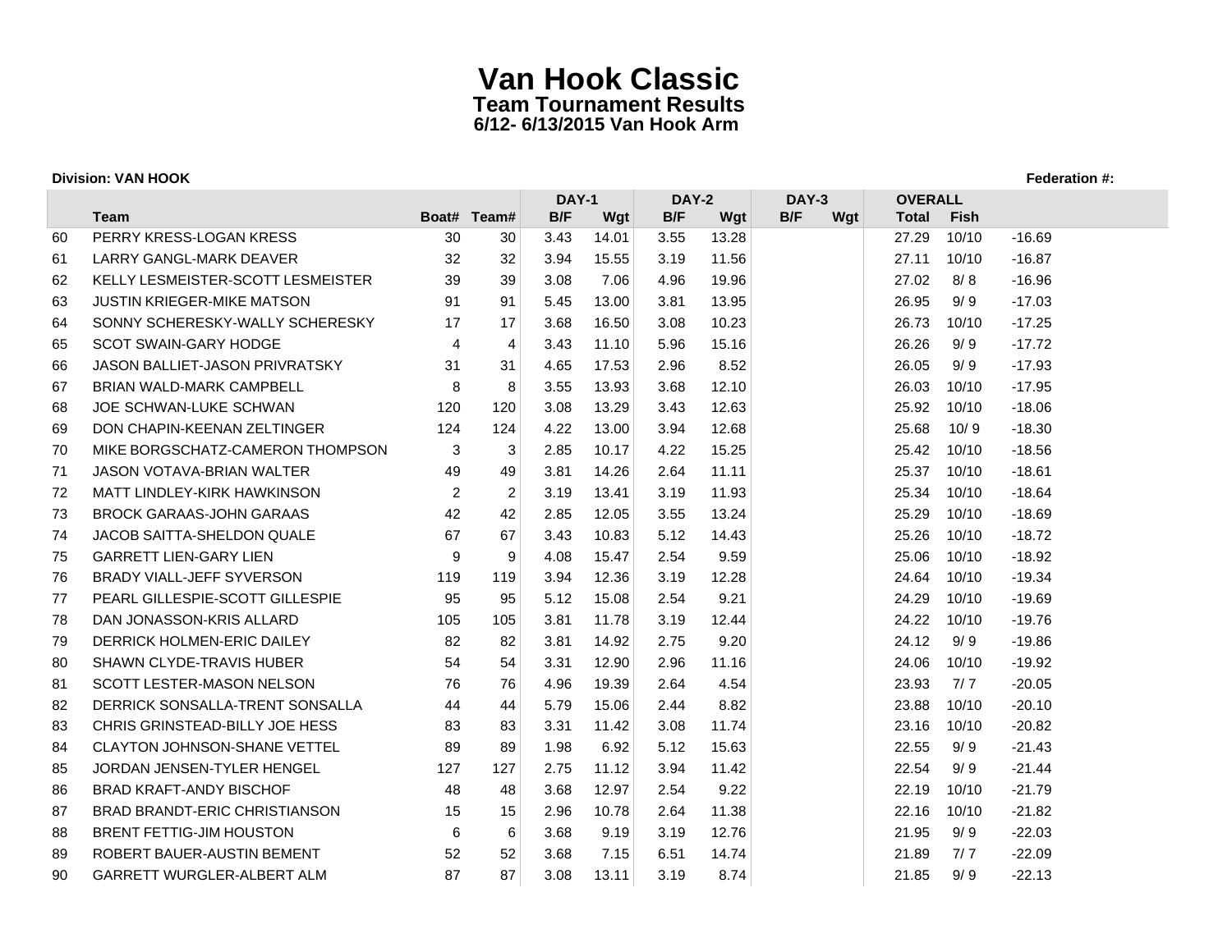# Van Hook Classic
## Team Tournament Results
### 6/12- 6/13/2015 Van Hook Arm

**Division: VAN HOOK** **Federation #:**

| | | | | DAY-1 | | DAY-2 | | DAY-3 | | OVERALL | | |
|---|---|---|---|---|---|---|---|---|---|---|---|---|
| | Team | Boat# | Team# | B/F | Wgt | B/F | Wgt | B/F | Wgt | Total | Fish | |
| 60 | PERRY KRESS-LOGAN KRESS | 30 | 30 | 3.43 | 14.01 | 3.55 | 13.28 | | | 27.29 | 10/10 | -16.69 |
| 61 | LARRY GANGL-MARK DEAVER | 32 | 32 | 3.94 | 15.55 | 3.19 | 11.56 | | | 27.11 | 10/10 | -16.87 |
| 62 | KELLY LESMEISTER-SCOTT LESMEISTER | 39 | 39 | 3.08 | 7.06 | 4.96 | 19.96 | | | 27.02 | 8/ 8 | -16.96 |
| 63 | JUSTIN KRIEGER-MIKE MATSON | 91 | 91 | 5.45 | 13.00 | 3.81 | 13.95 | | | 26.95 | 9/ 9 | -17.03 |
| 64 | SONNY SCHERESKY-WALLY SCHERESKY | 17 | 17 | 3.68 | 16.50 | 3.08 | 10.23 | | | 26.73 | 10/10 | -17.25 |
| 65 | SCOT SWAIN-GARY HODGE | 4 | 4 | 3.43 | 11.10 | 5.96 | 15.16 | | | 26.26 | 9/ 9 | -17.72 |
| 66 | JASON BALLIET-JASON PRIVRATSKY | 31 | 31 | 4.65 | 17.53 | 2.96 | 8.52 | | | 26.05 | 9/ 9 | -17.93 |
| 67 | BRIAN WALD-MARK CAMPBELL | 8 | 8 | 3.55 | 13.93 | 3.68 | 12.10 | | | 26.03 | 10/10 | -17.95 |
| 68 | JOE SCHWAN-LUKE SCHWAN | 120 | 120 | 3.08 | 13.29 | 3.43 | 12.63 | | | 25.92 | 10/10 | -18.06 |
| 69 | DON CHAPIN-KEENAN ZELTINGER | 124 | 124 | 4.22 | 13.00 | 3.94 | 12.68 | | | 25.68 | 10/ 9 | -18.30 |
| 70 | MIKE BORGSCHATZ-CAMERON THOMPSON | 3 | 3 | 2.85 | 10.17 | 4.22 | 15.25 | | | 25.42 | 10/10 | -18.56 |
| 71 | JASON VOTAVA-BRIAN WALTER | 49 | 49 | 3.81 | 14.26 | 2.64 | 11.11 | | | 25.37 | 10/10 | -18.61 |
| 72 | MATT LINDLEY-KIRK HAWKINSON | 2 | 2 | 3.19 | 13.41 | 3.19 | 11.93 | | | 25.34 | 10/10 | -18.64 |
| 73 | BROCK GARAAS-JOHN GARAAS | 42 | 42 | 2.85 | 12.05 | 3.55 | 13.24 | | | 25.29 | 10/10 | -18.69 |
| 74 | JACOB SAITTA-SHELDON QUALE | 67 | 67 | 3.43 | 10.83 | 5.12 | 14.43 | | | 25.26 | 10/10 | -18.72 |
| 75 | GARRETT LIEN-GARY LIEN | 9 | 9 | 4.08 | 15.47 | 2.54 | 9.59 | | | 25.06 | 10/10 | -18.92 |
| 76 | BRADY VIALL-JEFF SYVERSON | 119 | 119 | 3.94 | 12.36 | 3.19 | 12.28 | | | 24.64 | 10/10 | -19.34 |
| 77 | PEARL GILLESPIE-SCOTT GILLESPIE | 95 | 95 | 5.12 | 15.08 | 2.54 | 9.21 | | | 24.29 | 10/10 | -19.69 |
| 78 | DAN JONASSON-KRIS ALLARD | 105 | 105 | 3.81 | 11.78 | 3.19 | 12.44 | | | 24.22 | 10/10 | -19.76 |
| 79 | DERRICK HOLMEN-ERIC DAILEY | 82 | 82 | 3.81 | 14.92 | 2.75 | 9.20 | | | 24.12 | 9/ 9 | -19.86 |
| 80 | SHAWN CLYDE-TRAVIS HUBER | 54 | 54 | 3.31 | 12.90 | 2.96 | 11.16 | | | 24.06 | 10/10 | -19.92 |
| 81 | SCOTT LESTER-MASON NELSON | 76 | 76 | 4.96 | 19.39 | 2.64 | 4.54 | | | 23.93 | 7/ 7 | -20.05 |
| 82 | DERRICK SONSALLA-TRENT SONSALLA | 44 | 44 | 5.79 | 15.06 | 2.44 | 8.82 | | | 23.88 | 10/10 | -20.10 |
| 83 | CHRIS GRINSTEAD-BILLY JOE HESS | 83 | 83 | 3.31 | 11.42 | 3.08 | 11.74 | | | 23.16 | 10/10 | -20.82 |
| 84 | CLAYTON JOHNSON-SHANE VETTEL | 89 | 89 | 1.98 | 6.92 | 5.12 | 15.63 | | | 22.55 | 9/ 9 | -21.43 |
| 85 | JORDAN JENSEN-TYLER HENGEL | 127 | 127 | 2.75 | 11.12 | 3.94 | 11.42 | | | 22.54 | 9/ 9 | -21.44 |
| 86 | BRAD KRAFT-ANDY BISCHOF | 48 | 48 | 3.68 | 12.97 | 2.54 | 9.22 | | | 22.19 | 10/10 | -21.79 |
| 87 | BRAD BRANDT-ERIC CHRISTIANSON | 15 | 15 | 2.96 | 10.78 | 2.64 | 11.38 | | | 22.16 | 10/10 | -21.82 |
| 88 | BRENT FETTIG-JIM HOUSTON | 6 | 6 | 3.68 | 9.19 | 3.19 | 12.76 | | | 21.95 | 9/ 9 | -22.03 |
| 89 | ROBERT BAUER-AUSTIN BEMENT | 52 | 52 | 3.68 | 7.15 | 6.51 | 14.74 | | | 21.89 | 7/ 7 | -22.09 |
| 90 | GARRETT WURGLER-ALBERT ALM | 87 | 87 | 3.08 | 13.11 | 3.19 | 8.74 | | | 21.85 | 9/ 9 | -22.13 |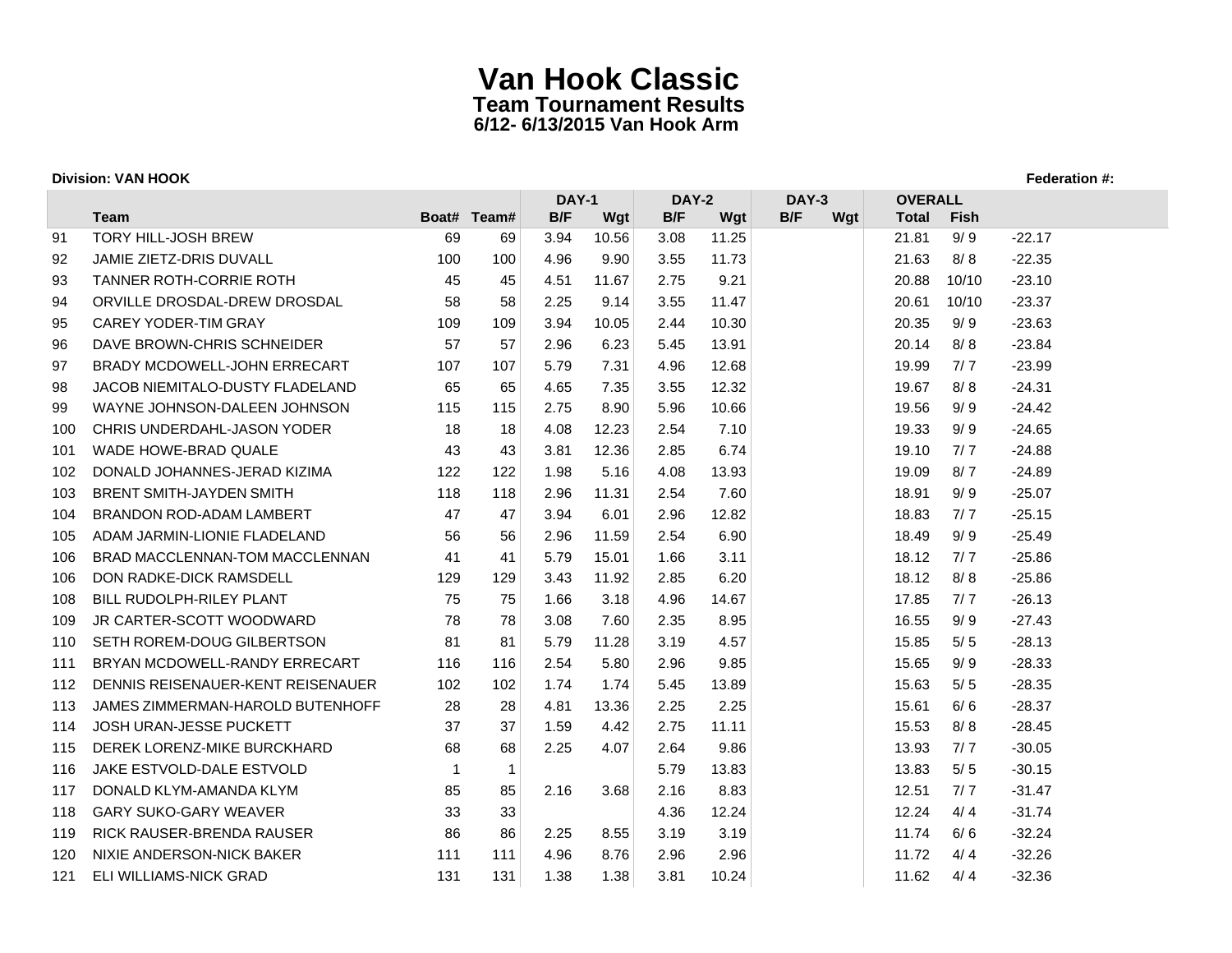# Van Hook Classic

## Team Tournament Results

### 6/12- 6/13/2015 Van Hook Arm

**Division: VAN HOOK** **Federation #:**

| | | | | DAY-1 | | DAY-2 | | DAY-3 | | OVERALL | | |
|---|---|---|---|---|---|---|---|---|---|---|---|---|
| | Team | Boat# | Team# | B/F | Wgt | B/F | Wgt | B/F | Wgt | Total | Fish | |
| 91 | TORY HILL-JOSH BREW | 69 | 69 | 3.94 | 10.56 | 3.08 | 11.25 | | | 21.81 | 9/ 9 | -22.17 |
| 92 | JAMIE ZIETZ-DRIS DUVALL | 100 | 100 | 4.96 | 9.90 | 3.55 | 11.73 | | | 21.63 | 8/ 8 | -22.35 |
| 93 | TANNER ROTH-CORRIE ROTH | 45 | 45 | 4.51 | 11.67 | 2.75 | 9.21 | | | 20.88 | 10/10 | -23.10 |
| 94 | ORVILLE DROSDAL-DREW DROSDAL | 58 | 58 | 2.25 | 9.14 | 3.55 | 11.47 | | | 20.61 | 10/10 | -23.37 |
| 95 | CAREY YODER-TIM GRAY | 109 | 109 | 3.94 | 10.05 | 2.44 | 10.30 | | | 20.35 | 9/ 9 | -23.63 |
| 96 | DAVE BROWN-CHRIS SCHNEIDER | 57 | 57 | 2.96 | 6.23 | 5.45 | 13.91 | | | 20.14 | 8/ 8 | -23.84 |
| 97 | BRADY MCDOWELL-JOHN ERRECART | 107 | 107 | 5.79 | 7.31 | 4.96 | 12.68 | | | 19.99 | 7/ 7 | -23.99 |
| 98 | JACOB NIEMITALO-DUSTY FLADELAND | 65 | 65 | 4.65 | 7.35 | 3.55 | 12.32 | | | 19.67 | 8/ 8 | -24.31 |
| 99 | WAYNE JOHNSON-DALEEN JOHNSON | 115 | 115 | 2.75 | 8.90 | 5.96 | 10.66 | | | 19.56 | 9/ 9 | -24.42 |
| 100 | CHRIS UNDERDAHL-JASON YODER | 18 | 18 | 4.08 | 12.23 | 2.54 | 7.10 | | | 19.33 | 9/ 9 | -24.65 |
| 101 | WADE HOWE-BRAD QUALE | 43 | 43 | 3.81 | 12.36 | 2.85 | 6.74 | | | 19.10 | 7/ 7 | -24.88 |
| 102 | DONALD JOHANNES-JERAD KIZIMA | 122 | 122 | 1.98 | 5.16 | 4.08 | 13.93 | | | 19.09 | 8/ 7 | -24.89 |
| 103 | BRENT SMITH-JAYDEN SMITH | 118 | 118 | 2.96 | 11.31 | 2.54 | 7.60 | | | 18.91 | 9/ 9 | -25.07 |
| 104 | BRANDON ROD-ADAM LAMBERT | 47 | 47 | 3.94 | 6.01 | 2.96 | 12.82 | | | 18.83 | 7/ 7 | -25.15 |
| 105 | ADAM JARMIN-LIONIE FLADELAND | 56 | 56 | 2.96 | 11.59 | 2.54 | 6.90 | | | 18.49 | 9/ 9 | -25.49 |
| 106 | BRAD MACCLENNAN-TOM MACCLENNAN | 41 | 41 | 5.79 | 15.01 | 1.66 | 3.11 | | | 18.12 | 7/ 7 | -25.86 |
| 106 | DON RADKE-DICK RAMSDELL | 129 | 129 | 3.43 | 11.92 | 2.85 | 6.20 | | | 18.12 | 8/ 8 | -25.86 |
| 108 | BILL RUDOLPH-RILEY PLANT | 75 | 75 | 1.66 | 3.18 | 4.96 | 14.67 | | | 17.85 | 7/ 7 | -26.13 |
| 109 | JR CARTER-SCOTT WOODWARD | 78 | 78 | 3.08 | 7.60 | 2.35 | 8.95 | | | 16.55 | 9/ 9 | -27.43 |
| 110 | SETH ROREM-DOUG GILBERTSON | 81 | 81 | 5.79 | 11.28 | 3.19 | 4.57 | | | 15.85 | 5/ 5 | -28.13 |
| 111 | BRYAN MCDOWELL-RANDY ERRECART | 116 | 116 | 2.54 | 5.80 | 2.96 | 9.85 | | | 15.65 | 9/ 9 | -28.33 |
| 112 | DENNIS REISENAUER-KENT REISENAUER | 102 | 102 | 1.74 | 1.74 | 5.45 | 13.89 | | | 15.63 | 5/ 5 | -28.35 |
| 113 | JAMES ZIMMERMAN-HAROLD BUTENHOFF | 28 | 28 | 4.81 | 13.36 | 2.25 | 2.25 | | | 15.61 | 6/ 6 | -28.37 |
| 114 | JOSH URAN-JESSE PUCKETT | 37 | 37 | 1.59 | 4.42 | 2.75 | 11.11 | | | 15.53 | 8/ 8 | -28.45 |
| 115 | DEREK LORENZ-MIKE BURCKHARD | 68 | 68 | 2.25 | 4.07 | 2.64 | 9.86 | | | 13.93 | 7/ 7 | -30.05 |
| 116 | JAKE ESTVOLD-DALE ESTVOLD | 1 | 1 | | | 5.79 | 13.83 | | | 13.83 | 5/ 5 | -30.15 |
| 117 | DONALD KLYM-AMANDA KLYM | 85 | 85 | 2.16 | 3.68 | 2.16 | 8.83 | | | 12.51 | 7/ 7 | -31.47 |
| 118 | GARY SUKO-GARY WEAVER | 33 | 33 | | | 4.36 | 12.24 | | | 12.24 | 4/ 4 | -31.74 |
| 119 | RICK RAUSER-BRENDA RAUSER | 86 | 86 | 2.25 | 8.55 | 3.19 | 3.19 | | | 11.74 | 6/ 6 | -32.24 |
| 120 | NIXIE ANDERSON-NICK BAKER | 111 | 111 | 4.96 | 8.76 | 2.96 | 2.96 | | | 11.72 | 4/ 4 | -32.26 |
| 121 | ELI WILLIAMS-NICK GRAD | 131 | 131 | 1.38 | 1.38 | 3.81 | 10.24 | | | 11.62 | 4/ 4 | -32.36 |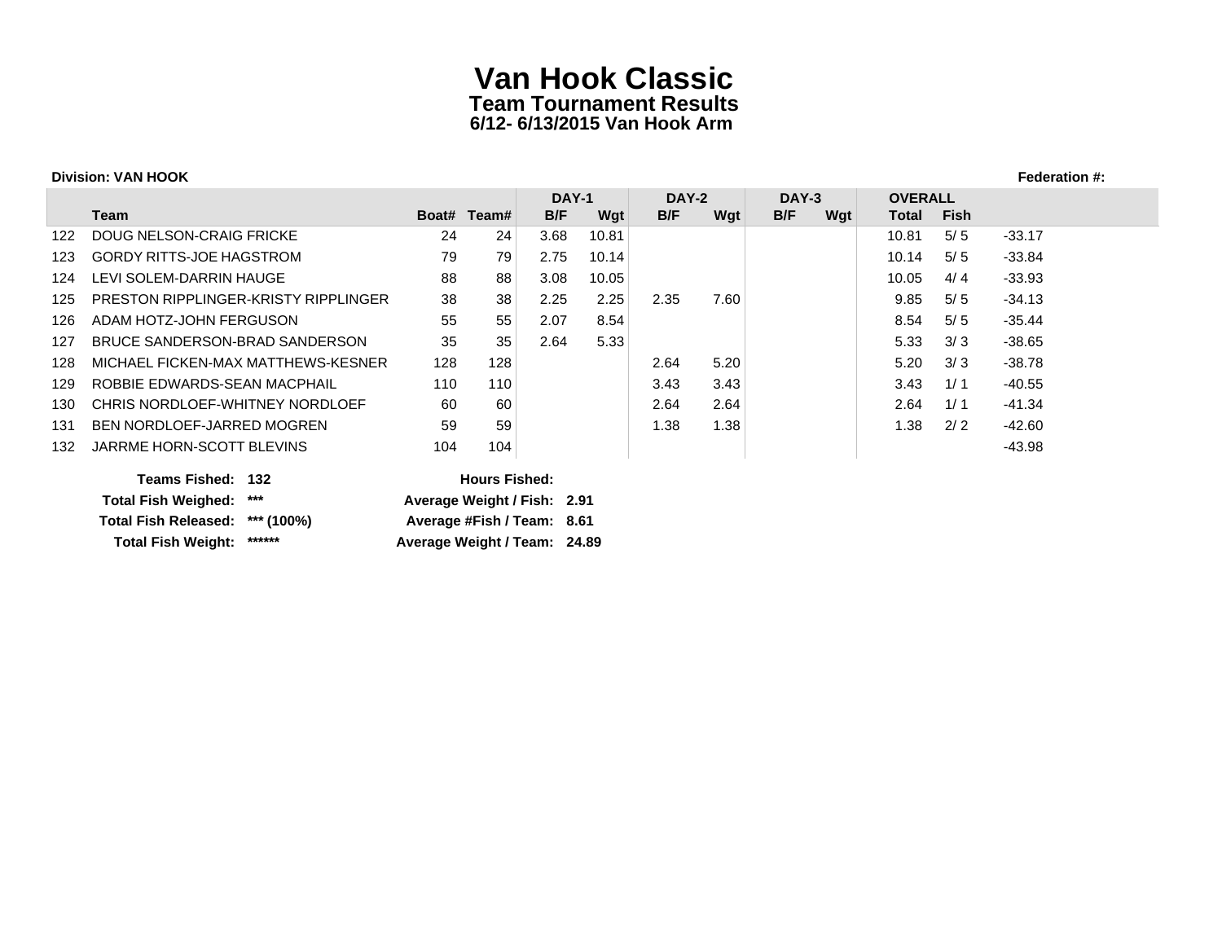# Van Hook Classic

## Team Tournament Results

### 6/12- 6/13/2015 Van Hook Arm

**Division: VAN HOOK** **Federation #:**

| | | | | DAY-1 | | DAY-2 | | DAY-3 | | OVERALL | | |
|---|---|---|---|---|---|---|---|---|---|---|---|---|
| | **Team** | **Boat#** | **Team#** | **B/F** | **Wgt** | **B/F** | **Wgt** | **B/F** | **Wgt** | **Total** | **Fish** | |
| 122 | DOUG NELSON-CRAIG FRICKE | 24 | 24 | 3.68 | 10.81 | | | | | 10.81 | 5/ 5 | -33.17 |
| 123 | GORDY RITTS-JOE HAGSTROM | 79 | 79 | 2.75 | 10.14 | | | | | 10.14 | 5/ 5 | -33.84 |
| 124 | LEVI SOLEM-DARRIN HAUGE | 88 | 88 | 3.08 | 10.05 | | | | | 10.05 | 4/ 4 | -33.93 |
| 125 | PRESTON RIPPLINGER-KRISTY RIPPLINGER | 38 | 38 | 2.25 | 2.25 | 2.35 | 7.60 | | | 9.85 | 5/ 5 | -34.13 |
| 126 | ADAM HOTZ-JOHN FERGUSON | 55 | 55 | 2.07 | 8.54 | | | | | 8.54 | 5/ 5 | -35.44 |
| 127 | BRUCE SANDERSON-BRAD SANDERSON | 35 | 35 | 2.64 | 5.33 | | | | | 5.33 | 3/ 3 | -38.65 |
| 128 | MICHAEL FICKEN-MAX MATTHEWS-KESNER | 128 | 128 | | | 2.64 | 5.20 | | | 5.20 | 3/ 3 | -38.78 |
| 129 | ROBBIE EDWARDS-SEAN MACPHAIL | 110 | 110 | | | 3.43 | 3.43 | | | 3.43 | 1/ 1 | -40.55 |
| 130 | CHRIS NORDLOEF-WHITNEY NORDLOEF | 60 | 60 | | | 2.64 | 2.64 | | | 2.64 | 1/ 1 | -41.34 |
| 131 | BEN NORDLOEF-JARRED MOGREN | 59 | 59 | | | 1.38 | 1.38 | | | 1.38 | 2/ 2 | -42.60 |
| 132 | JARRME HORN-SCOTT BLEVINS | 104 | 104 | | | | | | | | | -43.98 |

**Teams Fished:** 132
**Total Fish Weighed:** ***
**Total Fish Released:** *** (100%)
**Total Fish Weight:** ******

**Hours Fished:**
**Average Weight / Fish:** 2.91
**Average #Fish / Team:** 8.61
**Average Weight / Team:** 24.89